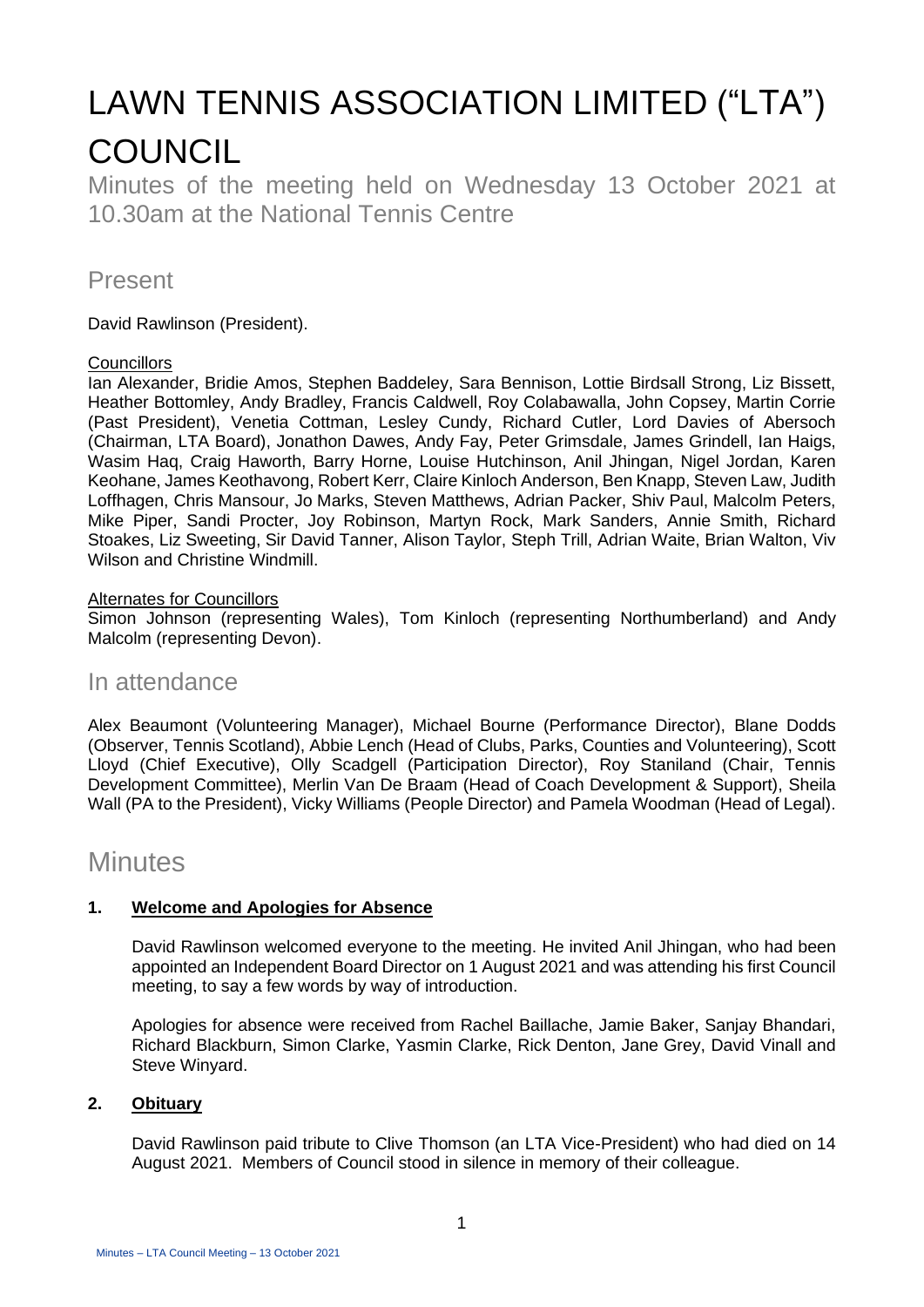# LAWN TENNIS ASSOCIATION LIMITED ("LTA") COUNCIL

Minutes of the meeting held on Wednesday 13 October 2021 at 10.30am at the National Tennis Centre

## Present

David Rawlinson (President).

### Councillors

Ian Alexander, Bridie Amos, Stephen Baddeley, Sara Bennison, Lottie Birdsall Strong, Liz Bissett, Heather Bottomley, Andy Bradley, Francis Caldwell, Roy Colabawalla, John Copsey, Martin Corrie (Past President), Venetia Cottman, Lesley Cundy, Richard Cutler, Lord Davies of Abersoch (Chairman, LTA Board), Jonathon Dawes, Andy Fay, Peter Grimsdale, James Grindell, Ian Haigs, Wasim Haq, Craig Haworth, Barry Horne, Louise Hutchinson, Anil Jhingan, Nigel Jordan, Karen Keohane, James Keothavong, Robert Kerr, Claire Kinloch Anderson, Ben Knapp, Steven Law, Judith Loffhagen, Chris Mansour, Jo Marks, Steven Matthews, Adrian Packer, Shiv Paul, Malcolm Peters, Mike Piper, Sandi Procter, Joy Robinson, Martyn Rock, Mark Sanders, Annie Smith, Richard Stoakes, Liz Sweeting, Sir David Tanner, Alison Taylor, Steph Trill, Adrian Waite, Brian Walton, Viv Wilson and Christine Windmill.

### Alternates for Councillors

Simon Johnson (representing Wales), Tom Kinloch (representing Northumberland) and Andy Malcolm (representing Devon).

## In attendance

Alex Beaumont (Volunteering Manager), Michael Bourne (Performance Director), Blane Dodds (Observer, Tennis Scotland), Abbie Lench (Head of Clubs, Parks, Counties and Volunteering), Scott Lloyd (Chief Executive), Olly Scadgell (Participation Director), Roy Staniland (Chair, Tennis Development Committee), Merlin Van De Braam (Head of Coach Development & Support), Sheila Wall (PA to the President), Vicky Williams (People Director) and Pamela Woodman (Head of Legal).

## Minutes

**1. Welcome and Apologies for Absence**

David Rawlinson welcomed everyone to the meeting. He invited Anil Jhingan, who had been appointed an Independent Board Director on 1 August 2021 and was attending his first Council meeting, to say a few words by way of introduction.

Apologies for absence were received from Rachel Baillache, Jamie Baker, Sanjay Bhandari, Richard Blackburn, Simon Clarke, Yasmin Clarke, Rick Denton, Jane Grey, David Vinall and Steve Winyard.

**2. Obituary**

David Rawlinson paid tribute to Clive Thomson (an LTA Vice-President) who had died on 14 August 2021. Members of Council stood in silence in memory of their colleague.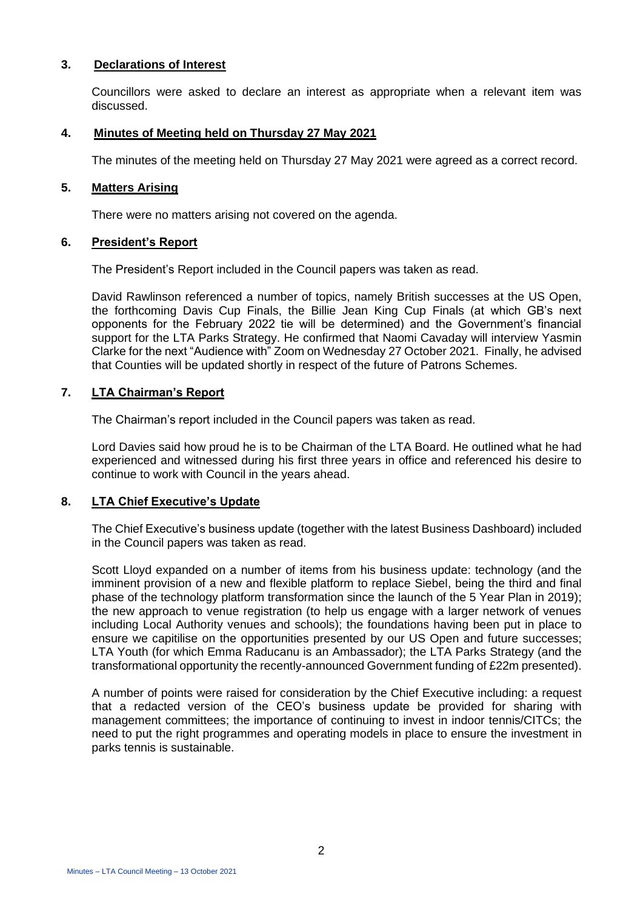## 3. Declarations of Interest

Councillors were asked to declare an interest as appropriate when a relevant item was discussed.

## 4. Minutes of Meeting held on Thursday 27 May 2021

The minutes of the meeting held on Thursday 27 May 2021 were agreed as a correct record.

## 5. Matters Arising

There were no matters arising not covered on the agenda.

## 6. President's Report

The President's Report included in the Council papers was taken as read.

David Rawlinson referenced a number of topics, namely British successes at the US Open, the forthcoming Davis Cup Finals, the Billie Jean King Cup Finals (at which GB's next opponents for the February 2022 tie will be determined) and the Government's financial support for the LTA Parks Strategy. He confirmed that Naomi Cavaday will interview Yasmin Clarke for the next "Audience with" Zoom on Wednesday 27 October 2021. Finally, he advised that Counties will be updated shortly in respect of the future of Patrons Schemes.

## 7. LTA Chairman's Report

The Chairman's report included in the Council papers was taken as read.

Lord Davies said how proud he is to be Chairman of the LTA Board. He outlined what he had experienced and witnessed during his first three years in office and referenced his desire to continue to work with Council in the years ahead.

## 8. LTA Chief Executive's Update

The Chief Executive's business update (together with the latest Business Dashboard) included in the Council papers was taken as read.

Scott Lloyd expanded on a number of items from his business update: technology (and the imminent provision of a new and flexible platform to replace Siebel, being the third and final phase of the technology platform transformation since the launch of the 5 Year Plan in 2019); the new approach to venue registration (to help us engage with a larger network of venues including Local Authority venues and schools); the foundations having been put in place to ensure we capitilise on the opportunities presented by our US Open and future successes; LTA Youth (for which Emma Raducanu is an Ambassador); the LTA Parks Strategy (and the transformational opportunity the recently-announced Government funding of £22m presented).

A number of points were raised for consideration by the Chief Executive including: a request that a redacted version of the CEO's business update be provided for sharing with management committees; the importance of continuing to invest in indoor tennis/CITCs; the need to put the right programmes and operating models in place to ensure the investment in parks tennis is sustainable.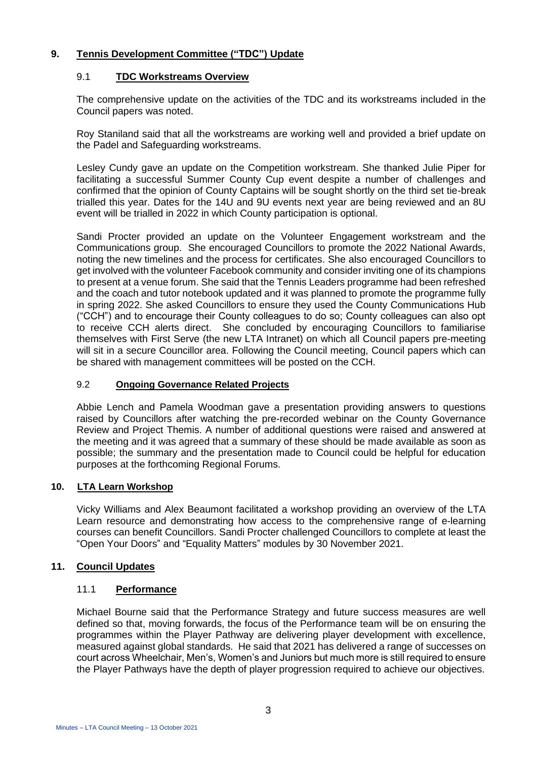## 9. Tennis Development Committee ("TDC") Update

### 9.1 TDC Workstreams Overview

The comprehensive update on the activities of the TDC and its workstreams included in the Council papers was noted.

Roy Staniland said that all the workstreams are working well and provided a brief update on the Padel and Safeguarding workstreams.

Lesley Cundy gave an update on the Competition workstream. She thanked Julie Piper for facilitating a successful Summer County Cup event despite a number of challenges and confirmed that the opinion of County Captains will be sought shortly on the third set tie-break trialled this year. Dates for the 14U and 9U events next year are being reviewed and an 8U event will be trialled in 2022 in which County participation is optional.

Sandi Procter provided an update on the Volunteer Engagement workstream and the Communications group. She encouraged Councillors to promote the 2022 National Awards, noting the new timelines and the process for certificates. She also encouraged Councillors to get involved with the volunteer Facebook community and consider inviting one of its champions to present at a venue forum. She said that the Tennis Leaders programme had been refreshed and the coach and tutor notebook updated and it was planned to promote the programme fully in spring 2022. She asked Councillors to ensure they used the County Communications Hub ("CCH") and to encourage their County colleagues to do so; County colleagues can also opt to receive CCH alerts direct. She concluded by encouraging Councillors to familiarise themselves with First Serve (the new LTA Intranet) on which all Council papers pre-meeting will sit in a secure Councillor area. Following the Council meeting, Council papers which can be shared with management committees will be posted on the CCH.

### 9.2 Ongoing Governance Related Projects

Abbie Lench and Pamela Woodman gave a presentation providing answers to questions raised by Councillors after watching the pre-recorded webinar on the County Governance Review and Project Themis. A number of additional questions were raised and answered at the meeting and it was agreed that a summary of these should be made available as soon as possible; the summary and the presentation made to Council could be helpful for education purposes at the forthcoming Regional Forums.

## 10. LTA Learn Workshop

Vicky Williams and Alex Beaumont facilitated a workshop providing an overview of the LTA Learn resource and demonstrating how access to the comprehensive range of e-learning courses can benefit Councillors. Sandi Procter challenged Councillors to complete at least the "Open Your Doors" and "Equality Matters" modules by 30 November 2021.

## 11. Council Updates

### 11.1 Performance

Michael Bourne said that the Performance Strategy and future success measures are well defined so that, moving forwards, the focus of the Performance team will be on ensuring the programmes within the Player Pathway are delivering player development with excellence, measured against global standards. He said that 2021 has delivered a range of successes on court across Wheelchair, Men's, Women's and Juniors but much more is still required to ensure the Player Pathways have the depth of player progression required to achieve our objectives.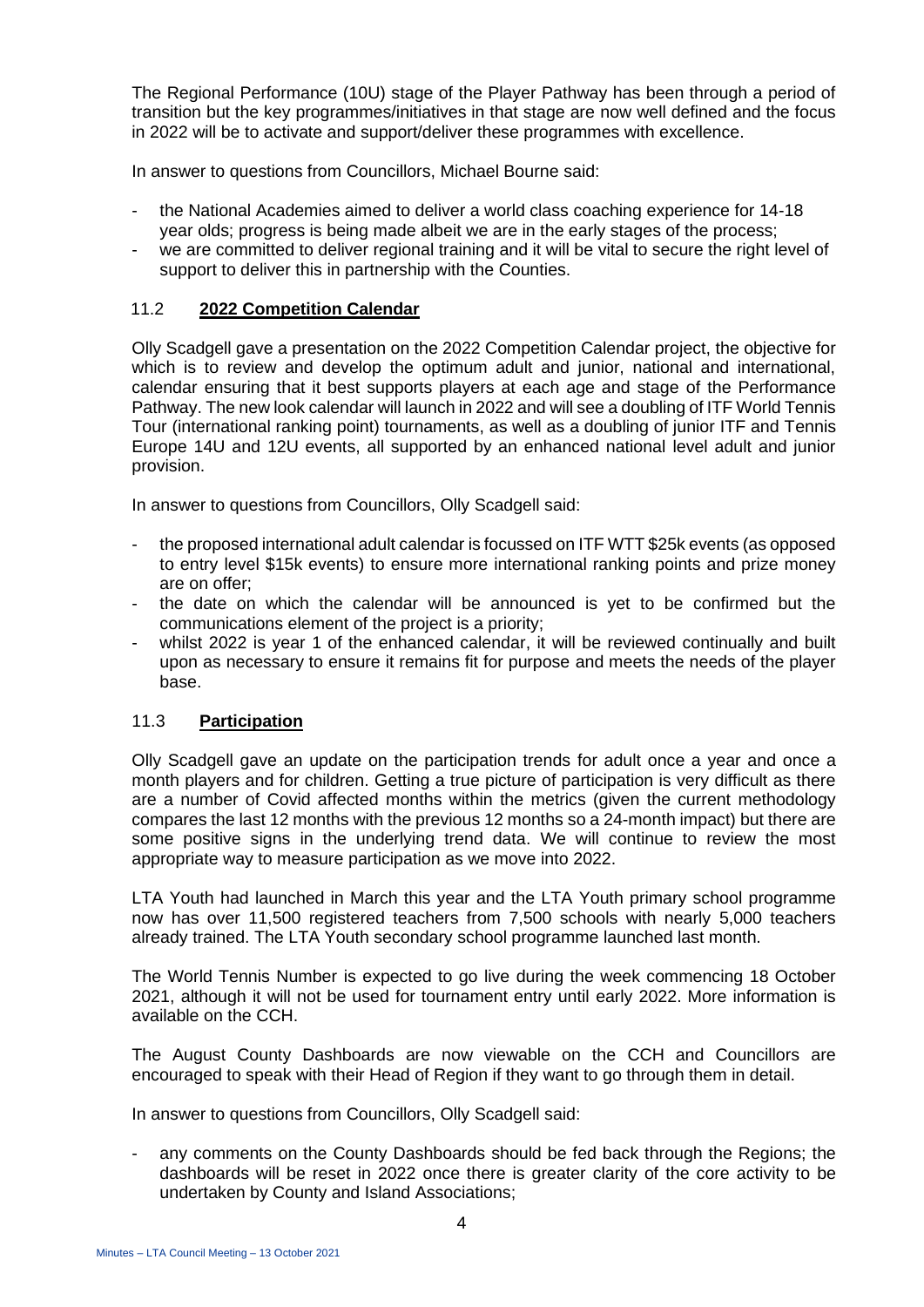The Regional Performance (10U) stage of the Player Pathway has been through a period of transition but the key programmes/initiatives in that stage are now well defined and the focus in 2022 will be to activate and support/deliver these programmes with excellence.

In answer to questions from Councillors, Michael Bourne said:

- the National Academies aimed to deliver a world class coaching experience for 14-18 year olds; progress is being made albeit we are in the early stages of the process;
- we are committed to deliver regional training and it will be vital to secure the right level of support to deliver this in partnership with the Counties.

### 11.2 **2022 Competition Calendar**

Olly Scadgell gave a presentation on the 2022 Competition Calendar project, the objective for which is to review and develop the optimum adult and junior, national and international, calendar ensuring that it best supports players at each age and stage of the Performance Pathway. The new look calendar will launch in 2022 and will see a doubling of ITF World Tennis Tour (international ranking point) tournaments, as well as a doubling of junior ITF and Tennis Europe 14U and 12U events, all supported by an enhanced national level adult and junior provision.

In answer to questions from Councillors, Olly Scadgell said:

- the proposed international adult calendar is focussed on ITF WTT $25k events (as opposed to entry level $15k events) to ensure more international ranking points and prize money are on offer;
- the date on which the calendar will be announced is yet to be confirmed but the communications element of the project is a priority;
- whilst 2022 is year 1 of the enhanced calendar, it will be reviewed continually and built upon as necessary to ensure it remains fit for purpose and meets the needs of the player base.

### 11.3 **Participation**

Olly Scadgell gave an update on the participation trends for adult once a year and once a month players and for children. Getting a true picture of participation is very difficult as there are a number of Covid affected months within the metrics (given the current methodology compares the last 12 months with the previous 12 months so a 24-month impact) but there are some positive signs in the underlying trend data. We will continue to review the most appropriate way to measure participation as we move into 2022.

LTA Youth had launched in March this year and the LTA Youth primary school programme now has over 11,500 registered teachers from 7,500 schools with nearly 5,000 teachers already trained. The LTA Youth secondary school programme launched last month.

The World Tennis Number is expected to go live during the week commencing 18 October 2021, although it will not be used for tournament entry until early 2022. More information is available on the CCH.

The August County Dashboards are now viewable on the CCH and Councillors are encouraged to speak with their Head of Region if they want to go through them in detail.

In answer to questions from Councillors, Olly Scadgell said:

- any comments on the County Dashboards should be fed back through the Regions; the dashboards will be reset in 2022 once there is greater clarity of the core activity to be undertaken by County and Island Associations;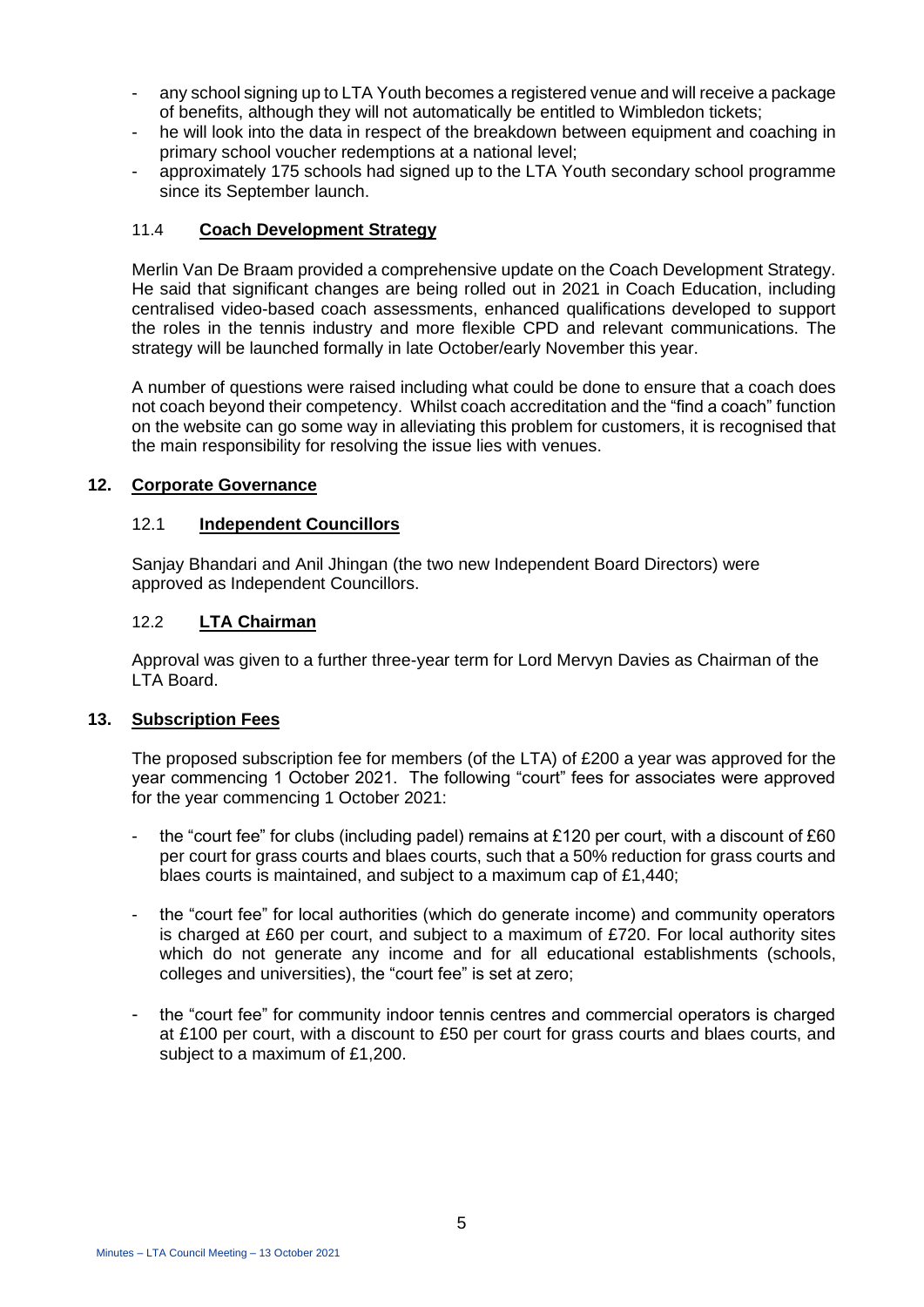- any school signing up to LTA Youth becomes a registered venue and will receive a package of benefits, although they will not automatically be entitled to Wimbledon tickets;
- he will look into the data in respect of the breakdown between equipment and coaching in primary school voucher redemptions at a national level;
- approximately 175 schools had signed up to the LTA Youth secondary school programme since its September launch.

### 11.4 Coach Development Strategy

Merlin Van De Braam provided a comprehensive update on the Coach Development Strategy. He said that significant changes are being rolled out in 2021 in Coach Education, including centralised video-based coach assessments, enhanced qualifications developed to support the roles in the tennis industry and more flexible CPD and relevant communications. The strategy will be launched formally in late October/early November this year.

A number of questions were raised including what could be done to ensure that a coach does not coach beyond their competency. Whilst coach accreditation and the "find a coach" function on the website can go some way in alleviating this problem for customers, it is recognised that the main responsibility for resolving the issue lies with venues.

## 12. Corporate Governance

### 12.1 Independent Councillors

Sanjay Bhandari and Anil Jhingan (the two new Independent Board Directors) were approved as Independent Councillors.

### 12.2 LTA Chairman

Approval was given to a further three-year term for Lord Mervyn Davies as Chairman of the LTA Board.

## 13. Subscription Fees

The proposed subscription fee for members (of the LTA) of £200 a year was approved for the year commencing 1 October 2021. The following "court" fees for associates were approved for the year commencing 1 October 2021:

- the "court fee" for clubs (including padel) remains at £120 per court, with a discount of £60 per court for grass courts and blaes courts, such that a 50% reduction for grass courts and blaes courts is maintained, and subject to a maximum cap of £1,440;
- the "court fee" for local authorities (which do generate income) and community operators is charged at £60 per court, and subject to a maximum of £720. For local authority sites which do not generate any income and for all educational establishments (schools, colleges and universities), the "court fee" is set at zero;
- the "court fee" for community indoor tennis centres and commercial operators is charged at £100 per court, with a discount to £50 per court for grass courts and blaes courts, and subject to a maximum of £1,200.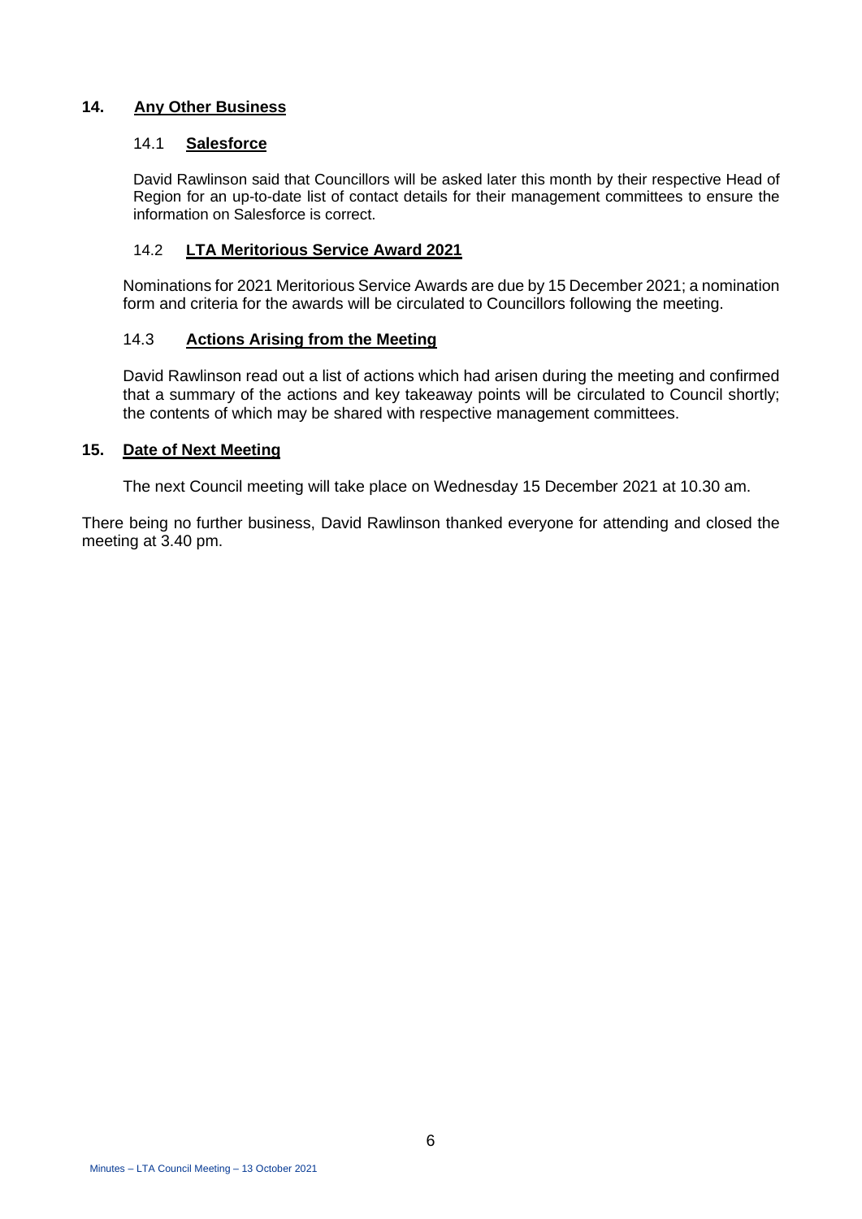## 14. Any Other Business

### 14.1 Salesforce

David Rawlinson said that Councillors will be asked later this month by their respective Head of Region for an up-to-date list of contact details for their management committees to ensure the information on Salesforce is correct.

### 14.2 LTA Meritorious Service Award 2021

Nominations for 2021 Meritorious Service Awards are due by 15 December 2021; a nomination form and criteria for the awards will be circulated to Councillors following the meeting.

### 14.3 Actions Arising from the Meeting

David Rawlinson read out a list of actions which had arisen during the meeting and confirmed that a summary of the actions and key takeaway points will be circulated to Council shortly; the contents of which may be shared with respective management committees.

## 15. Date of Next Meeting

The next Council meeting will take place on Wednesday 15 December 2021 at 10.30 am.

There being no further business, David Rawlinson thanked everyone for attending and closed the meeting at 3.40 pm.